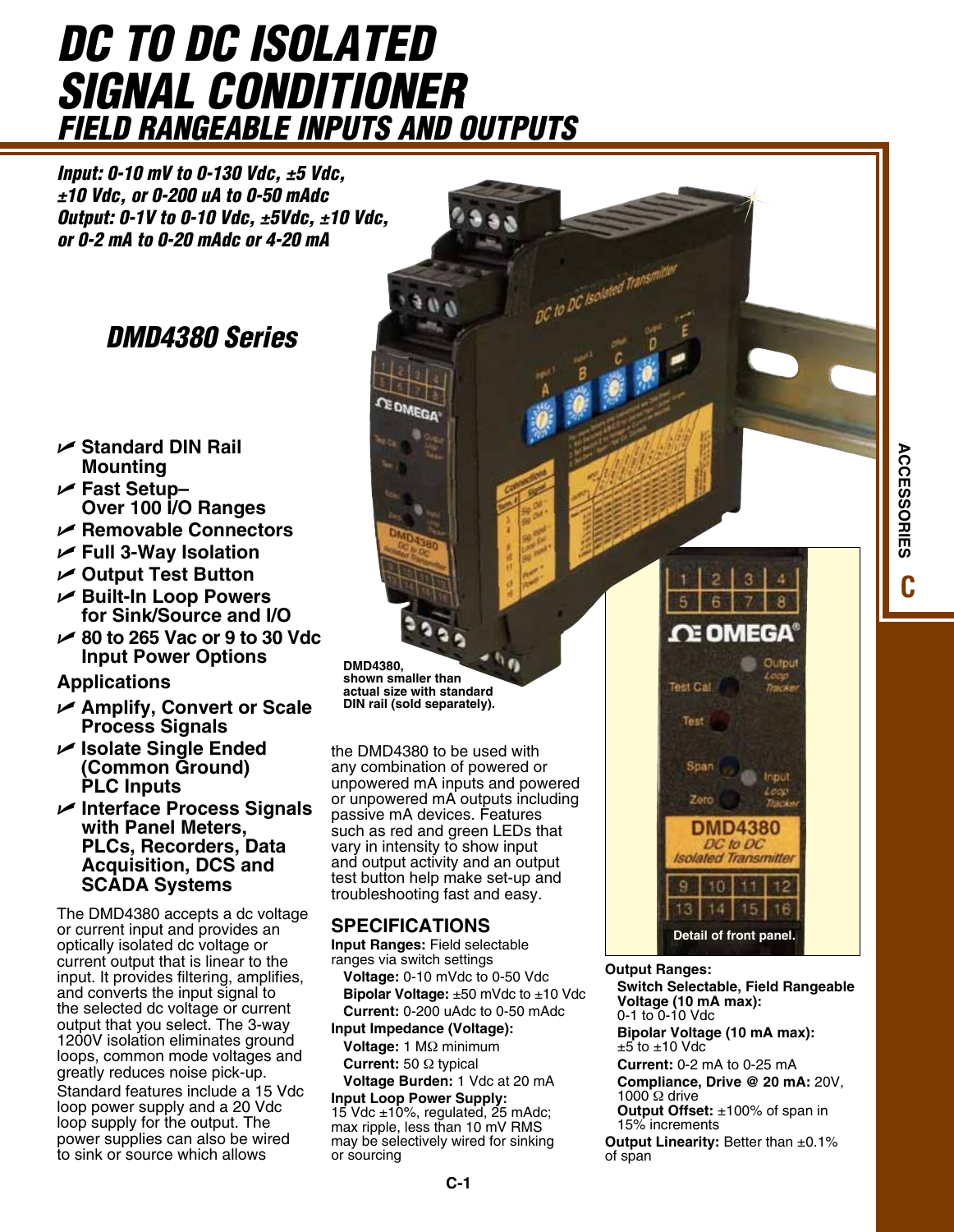# DC TO DC ISOLATED SIGNAL CONDITIONER
## FIELD RANGEABLE INPUTS AND OUTPUTS

***Input: 0-10 mV to 0-130 Vdc, ±5 Vdc, ±10 Vdc, or 0-200 uA to 0-50 mAdc***
***Output: 0-1V to 0-10 Vdc, ±5Vdc, ±10 Vdc, or 0-2 mA to 0-20 mAdc or 4-20 mA***

## *DMD4380 Series*

- **Standard DIN Rail Mounting**
- **Fast Setup– Over 100 I/O Ranges**
- **Removable Connectors**
- **Full 3-Way Isolation**
- **Output Test Button**
- **Built-In Loop Powers for Sink/Source and I/O**
- **80 to 265 Vac or 9 to 30 Vdc Input Power Options**

### Applications

- **Amplify, Convert or Scale Process Signals**
- **Isolate Single Ended (Common Ground) PLC Inputs**
- **Interface Process Signals with Panel Meters, PLCs, Recorders, Data Acquisition, DCS and SCADA Systems**

The DMD4380 accepts a dc voltage or current input and provides an optically isolated dc voltage or current output that is linear to the input. It provides filtering, amplifies, and converts the input signal to the selected dc voltage or current output that you select. The 3-way 1200V isolation eliminates ground loops, common mode voltages and greatly reduces noise pick-up.

Standard features include a 15 Vdc loop power supply and a 20 Vdc loop supply for the output. The power supplies can also be wired to sink or source which allows the DMD4380 to be used with any combination of powered or unpowered mA inputs and powered or unpowered mA outputs including passive mA devices. Features such as red and green LEDs that vary in intensity to show input and output activity and an output test button help make set-up and troubleshooting fast and easy.

**DMD4380, shown smaller than actual size with standard DIN rail (sold separately).**

## SPECIFICATIONS

**Input Ranges:** Field selectable ranges via switch settings
- **Voltage:** 0-10 mVdc to 0-50 Vdc
- **Bipolar Voltage:** ±50 mVdc to ±10 Vdc
- **Current:** 0-200 uAdc to 0-50 mAdc

**Input Impedance (Voltage):**
- **Voltage:** 1 MΩ minimum
- **Current:** 50 Ω typical
- **Voltage Burden:** 1 Vdc at 20 mA

**Input Loop Power Supply:** 15 Vdc ±10%, regulated, 25 mAdc; max ripple, less than 10 mV RMS may be selectively wired for sinking or sourcing

**Detail of front panel.**

**Output Ranges:**
- **Switch Selectable, Field Rangeable Voltage (10 mA max):** 0-1 to 0-10 Vdc
- **Bipolar Voltage (10 mA max):** ±5 to ±10 Vdc
- **Current:** 0-2 mA to 0-25 mA
- **Compliance, Drive @ 20 mA:** 20V, 1000 Ω drive
- **Output Offset:** ±100% of span in 15% increments

**Output Linearity:** Better than ±0.1% of span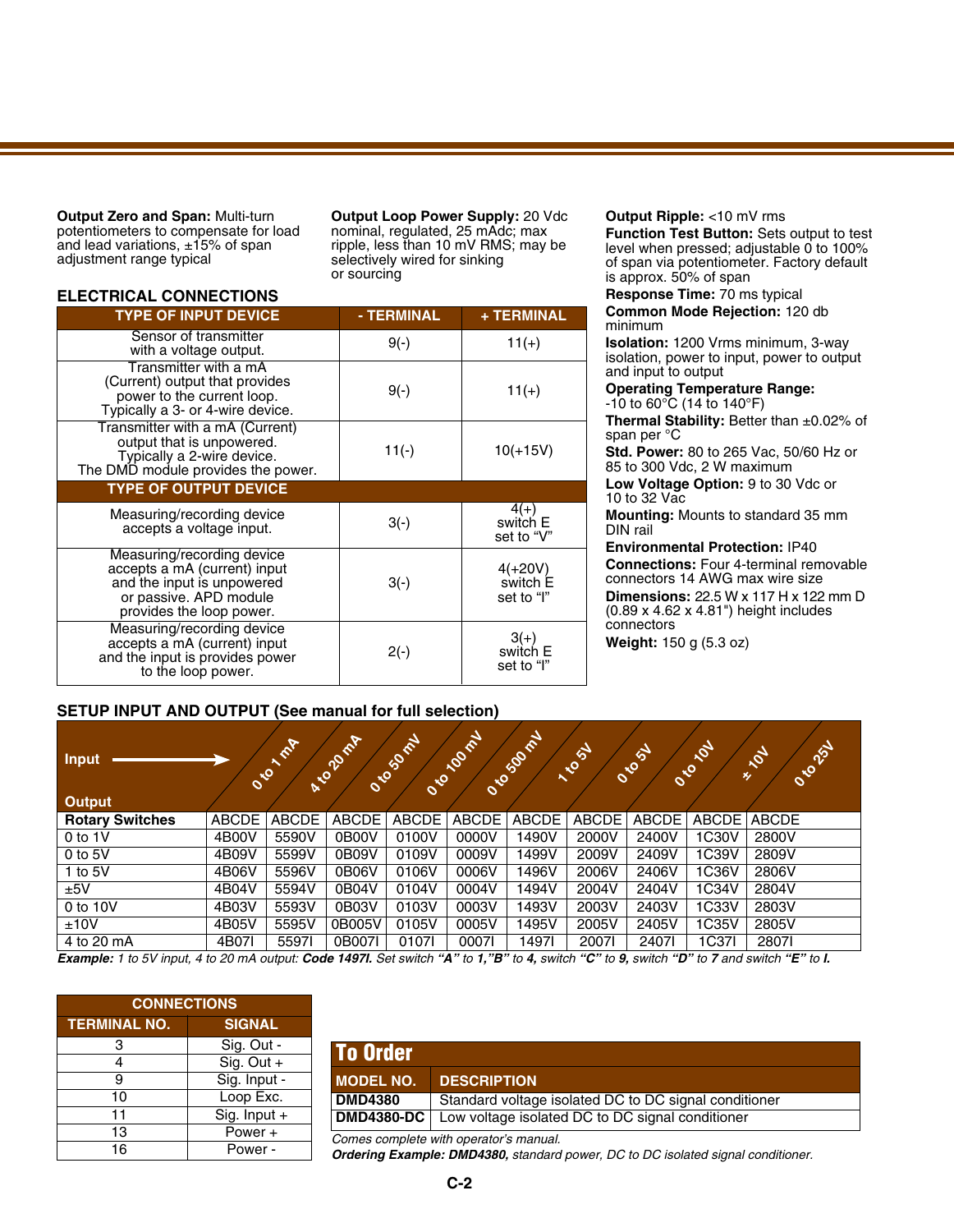**Output Zero and Span:** Multi-turn potentiometers to compensate for load and lead variations, ±15% of span adjustment range typical

**Output Loop Power Supply:** 20 Vdc nominal, regulated, 25 mAdc; max ripple, less than 10 mV RMS; may be selectively wired for sinking or sourcing

**Output Ripple:** <10 mV rms

**Function Test Button:** Sets output to test level when pressed; adjustable 0 to 100% of span via potentiometer. Factory default is approx. 50% of span

**Response Time:** 70 ms typical

**Common Mode Rejection:** 120 db minimum

**Isolation:** 1200 Vrms minimum, 3-way isolation, power to input, power to output and input to output

**Operating Temperature Range:** -10 to 60°C (14 to 140°F)

**Thermal Stability:** Better than ±0.02% of span per °C

**Std. Power:** 80 to 265 Vac, 50/60 Hz or 85 to 300 Vdc, 2 W maximum

**Low Voltage Option:** 9 to 30 Vdc or 10 to 32 Vac

**Mounting:** Mounts to standard 35 mm DIN rail

**Environmental Protection:** IP40

**Connections:** Four 4-terminal removable connectors 14 AWG max wire size

**Dimensions:** 22.5 W x 117 H x 122 mm D (0.89 x 4.62 x 4.81") height includes connectors

**Weight:** 150 g (5.3 oz)

## ELECTRICAL CONNECTIONS

| TYPE OF INPUT DEVICE | - TERMINAL | + TERMINAL |
|---|---|---|
| Sensor of transmitter with a voltage output. | 9(-) | 11(+) |
| Transmitter with a mA (Current) output that provides power to the current loop. Typically a 3- or 4-wire device. | 9(-) | 11(+) |
| Transmitter with a mA (Current) output that is unpowered. Typically a 2-wire device. The DMD module provides the power. | 11(-) | 10(+15V) |
| **TYPE OF OUTPUT DEVICE** | | |
| Measuring/recording device accepts a voltage input. | 3(-) | 4(+) switch E set to "V" |
| Measuring/recording device accepts a mA (current) input and the input is unpowered or passive. APD module provides the loop power. | 3(-) | 4(+20V) switch E set to "I" |
| Measuring/recording device accepts a mA (current) input and the input is provides power to the loop power. | 2(-) | 3(+) switch E set to "I" |

## SETUP INPUT AND OUTPUT (See manual for full selection)

| Input → / Output | 0 to 1 mA | 4 to 20 mA | 0 to 50 mV | 0 to 100 mV | 0 to 500 mV | 1 to 5V | 0 to 5V | 0 to 10V | ± 10V | 0 to 25V |
|---|---|---|---|---|---|---|---|---|---|---|
| **Rotary Switches** | ABCDE | ABCDE | ABCDE | ABCDE | ABCDE | ABCDE | ABCDE | ABCDE | ABCDE | ABCDE |
| 0 to 1V | 4B00V | 5590V | 0B00V | 0100V | 0000V | 1490V | 2000V | 2400V | 1C30V | 2800V |
| 0 to 5V | 4B09V | 5599V | 0B09V | 0109V | 0009V | 1499V | 2009V | 2409V | 1C39V | 2809V |
| 1 to 5V | 4B06V | 5596V | 0B06V | 0106V | 0006V | 1496V | 2006V | 2406V | 1C36V | 2806V |
| ±5V | 4B04V | 5594V | 0B04V | 0104V | 0004V | 1494V | 2004V | 2404V | 1C34V | 2804V |
| 0 to 10V | 4B03V | 5593V | 0B03V | 0103V | 0003V | 1493V | 2003V | 2403V | 1C33V | 2803V |
| ±10V | 4B05V | 5595V | 0B005V | 0105V | 0005V | 1495V | 2005V | 2405V | 1C35V | 2805V |
| 4 to 20 mA | 4B07I | 5597I | 0B007I | 0107I | 0007I | 1497I | 2007I | 2407I | 1C37I | 2807I |

***Example:*** *1 to 5V input, 4 to 20 mA output:* ***Code 1497I.*** *Set switch* ***"A"*** *to* ***1,"B"*** *to* ***4,*** *switch* ***"C"*** *to* ***9,*** *switch* ***"D"*** *to* ***7*** *and switch* ***"E"*** *to* ***I.***

| CONNECTIONS | |
|---|---|
| **TERMINAL NO.** | **SIGNAL** |
| 3 | Sig. Out - |
| 4 | Sig. Out + |
| 9 | Sig. Input - |
| 10 | Loop Exc. |
| 11 | Sig. Input + |
| 13 | Power + |
| 16 | Power - |

## To Order

| MODEL NO. | DESCRIPTION |
|---|---|
| **DMD4380** | Standard voltage isolated DC to DC signal conditioner |
| **DMD4380-DC** | Low voltage isolated DC to DC signal conditioner |

*Comes complete with operator's manual.*

***Ordering Example: DMD4380,*** *standard power, DC to DC isolated signal conditioner.*